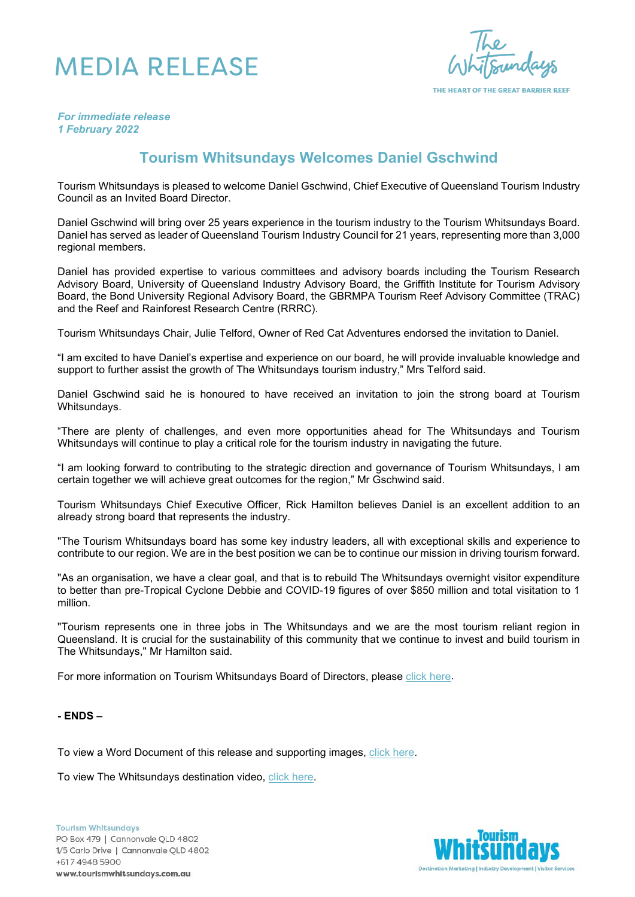# MEDIA RELEASE

*For immediate release*
*1 February 2022*

## Tourism Whitsundays Welcomes Daniel Gschwind

Tourism Whitsundays is pleased to welcome Daniel Gschwind, Chief Executive of Queensland Tourism Industry Council as an Invited Board Director.

Daniel Gschwind will bring over 25 years experience in the tourism industry to the Tourism Whitsundays Board. Daniel has served as leader of Queensland Tourism Industry Council for 21 years, representing more than 3,000 regional members.

Daniel has provided expertise to various committees and advisory boards including the Tourism Research Advisory Board, University of Queensland Industry Advisory Board, the Griffith Institute for Tourism Advisory Board, the Bond University Regional Advisory Board, the GBRMPA Tourism Reef Advisory Committee (TRAC) and the Reef and Rainforest Research Centre (RRRC).

Tourism Whitsundays Chair, Julie Telford, Owner of Red Cat Adventures endorsed the invitation to Daniel.

"I am excited to have Daniel's expertise and experience on our board, he will provide invaluable knowledge and support to further assist the growth of The Whitsundays tourism industry," Mrs Telford said.

Daniel Gschwind said he is honoured to have received an invitation to join the strong board at Tourism Whitsundays.

"There are plenty of challenges, and even more opportunities ahead for The Whitsundays and Tourism Whitsundays will continue to play a critical role for the tourism industry in navigating the future.

"I am looking forward to contributing to the strategic direction and governance of Tourism Whitsundays, I am certain together we will achieve great outcomes for the region," Mr Gschwind said.

Tourism Whitsundays Chief Executive Officer, Rick Hamilton believes Daniel is an excellent addition to an already strong board that represents the industry.

"The Tourism Whitsundays board has some key industry leaders, all with exceptional skills and experience to contribute to our region. We are in the best position we can be to continue our mission in driving tourism forward.

"As an organisation, we have a clear goal, and that is to rebuild The Whitsundays overnight visitor expenditure to better than pre-Tropical Cyclone Debbie and COVID-19 figures of over $850 million and total visitation to 1 million.

"Tourism represents one in three jobs in The Whitsundays and we are the most tourism reliant region in Queensland. It is crucial for the sustainability of this community that we continue to invest and build tourism in The Whitsundays," Mr Hamilton said.

For more information on Tourism Whitsundays Board of Directors, please click here.

**- ENDS –**

To view a Word Document of this release and supporting images, click here.

To view The Whitsundays destination video, click here.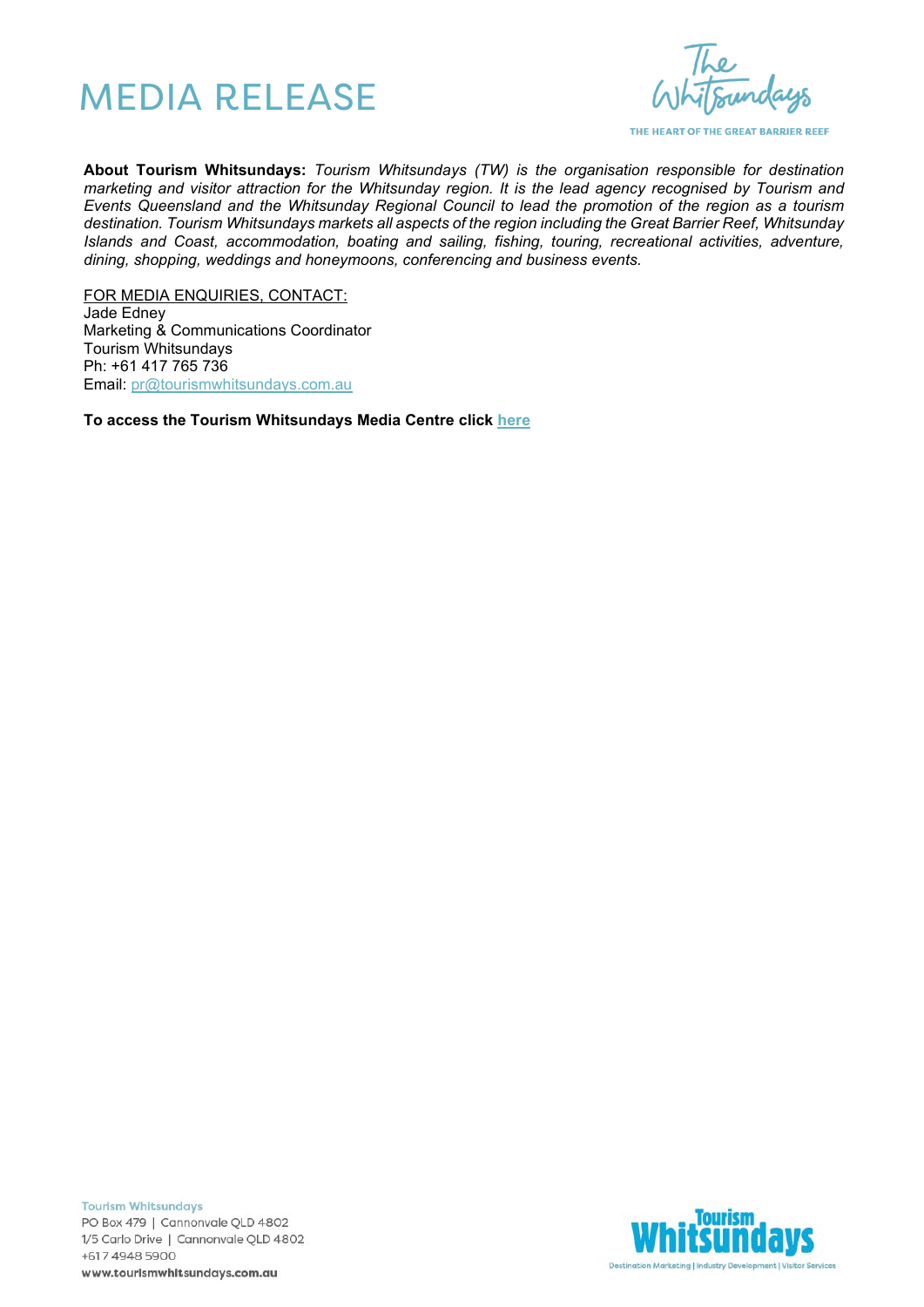**About Tourism Whitsundays:** *Tourism Whitsundays (TW) is the organisation responsible for destination marketing and visitor attraction for the Whitsunday region. It is the lead agency recognised by Tourism and Events Queensland and the Whitsunday Regional Council to lead the promotion of the region as a tourism destination. Tourism Whitsundays markets all aspects of the region including the Great Barrier Reef, Whitsunday Islands and Coast, accommodation, boating and sailing, fishing, touring, recreational activities, adventure, dining, shopping, weddings and honeymoons, conferencing and business events.*

FOR MEDIA ENQUIRIES, CONTACT:
Jade Edney
Marketing & Communications Coordinator
Tourism Whitsundays
Ph: +61 417 765 736
Email: pr@tourismwhitsundays.com.au

**To access the Tourism Whitsundays Media Centre click here**